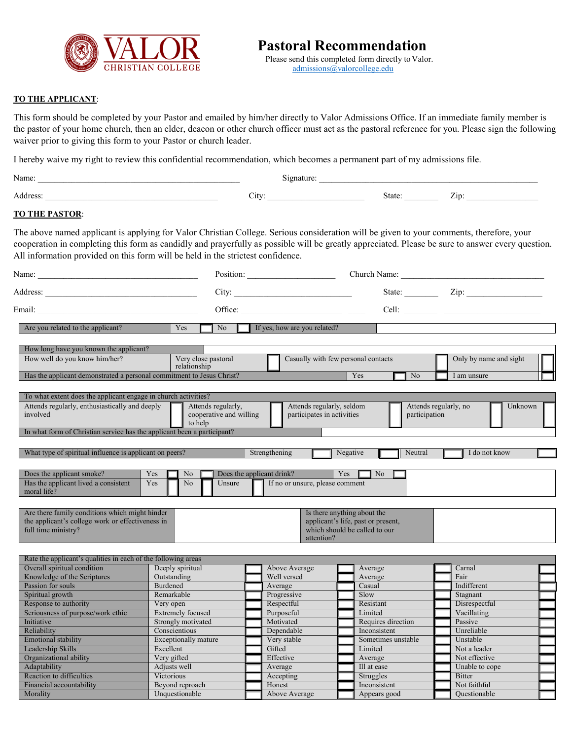# Pastoral Recommendation

Please send this completed form directly to Valor.
admissions@valorcollege.edu

**TO THE APPLICANT**:

This form should be completed by your Pastor and emailed by him/her directly to Valor Admissions Office. If an immediate family member is the pastor of your home church, then an elder, deacon or other church officer must act as the pastoral reference for you. Please sign the following waiver prior to giving this form to your Pastor or church leader.

I hereby waive my right to review this confidential recommendation, which becomes a permanent part of my admissions file.

Name: ____________________ Signature: ____________________

Address: ____________________ City: ____________ State: ________ Zip: ____________

**TO THE PASTOR**:

The above named applicant is applying for Valor Christian College. Serious consideration will be given to your comments, therefore, your cooperation in completing this form as candidly and prayerfully as possible will be greatly appreciated. Please be sure to answer every question. All information provided on this form will be held in the strictest confidence.

Name: ____________________ Position: ____________ Church Name: ____________________

Address: ____________________ City: ____________ State: ________ Zip: ____________

Email: ____________________ Office: ____________ Cell: ____________

| Are you related to the applicant? | Yes ☐ | No ☐ | If yes, how are you related? | |
|---|---|---|---|---|

| How long have you known the applicant? | | | | |
|---|---|---|---|---|
| How well do you know him/her? | Very close pastoral relationship ☐ | Casually with few personal contacts ☐ | Only by name and sight ☐ | |
| Has the applicant demonstrated a personal commitment to Jesus Christ? | Yes ☐ | No ☐ | I am unsure ☐ | |

| To what extent does the applicant engage in church activities? | | | | |
|---|---|---|---|---|
| Attends regularly, enthusiastically and deeply involved ☐ | Attends regularly, cooperative and willing to help ☐ | Attends regularly, seldom participates in activities ☐ | Attends regularly, no participation ☐ | Unknown ☐ |
| In what form of Christian service has the applicant been a participant? | | | | |

| What type of spiritual influence is applicant on peers? | Strengthening ☐ | Negative ☐ | Neutral ☐ | I do not know ☐ |
|---|---|---|---|---|

| Does the applicant smoke? | Yes ☐ | No ☐ | Does the applicant drink? | Yes ☐ | No ☐ | |
|---|---|---|---|---|---|---|
| Has the applicant lived a consistent moral life? | Yes ☐ | No ☐ | Unsure ☐ | If no or unsure, please comment | | |

| Are there family conditions which might hinder the applicant's college work or effectiveness in full time ministry? | | Is there anything about the applicant's life, past or present, which should be called to our attention? | |
|---|---|---|---|

| Rate the applicant's qualities in each of the following areas | | | | |
|---|---|---|---|---|
| Overall spiritual condition | Deeply spiritual ☐ | Above Average ☐ | Average ☐ | Carnal ☐ |
| Knowledge of the Scriptures | Outstanding ☐ | Well versed ☐ | Average ☐ | Fair ☐ |
| Passion for souls | Burdened ☐ | Average ☐ | Casual ☐ | Indifferent ☐ |
| Spiritual growth | Remarkable ☐ | Progressive ☐ | Slow ☐ | Stagnant ☐ |
| Response to authority | Very open ☐ | Respectful ☐ | Resistant ☐ | Disrespectful ☐ |
| Seriousness of purpose/work ethic | Extremely focused ☐ | Purposeful ☐ | Limited ☐ | Vacillating ☐ |
| Initiative | Strongly motivated ☐ | Motivated ☐ | Requires direction ☐ | Passive ☐ |
| Reliability | Conscientious ☐ | Dependable ☐ | Inconsistent ☐ | Unreliable ☐ |
| Emotional stability | Exceptionally mature ☐ | Very stable ☐ | Sometimes unstable ☐ | Unstable ☐ |
| Leadership Skills | Excellent ☐ | Gifted ☐ | Limited ☐ | Not a leader ☐ |
| Organizational ability | Very gifted ☐ | Effective ☐ | Average ☐ | Not effective ☐ |
| Adaptability | Adjusts well ☐ | Average ☐ | Ill at ease ☐ | Unable to cope ☐ |
| Reaction to difficulties | Victorious ☐ | Accepting ☐ | Struggles ☐ | Bitter ☐ |
| Financial accountability | Beyond reproach ☐ | Honest ☐ | Inconsistent ☐ | Not faithful ☐ |
| Morality | Unquestionable ☐ | Above Average ☐ | Appears good ☐ | Questionable ☐ |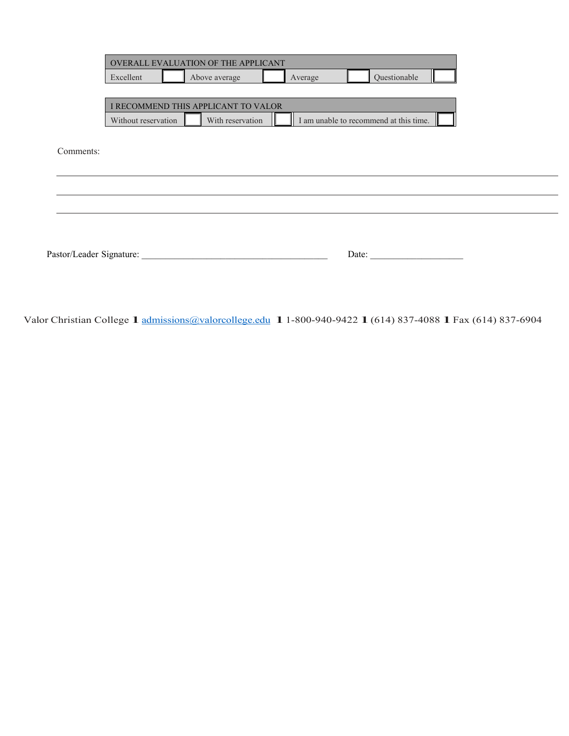| OVERALL EVALUATION OF THE APPLICANT | | | | | | | |
|---|---|---|---|---|---|---|---|
| Excellent | | Above average | | Average | | Questionable | |

| I RECOMMEND THIS APPLICANT TO VALOR | | | | | |
|---|---|---|---|---|---|
| Without reservation | | With reservation | | I am unable to recommend at this time. | |

Comments:

______________________________________________________________________________

______________________________________________________________________________

______________________________________________________________________________

Pastor/Leader Signature: _______________________________________ Date: ___________________

Valor Christian College | admissions@valorcollege.edu | 1-800-940-9422 | (614) 837-4088 | Fax (614) 837-6904